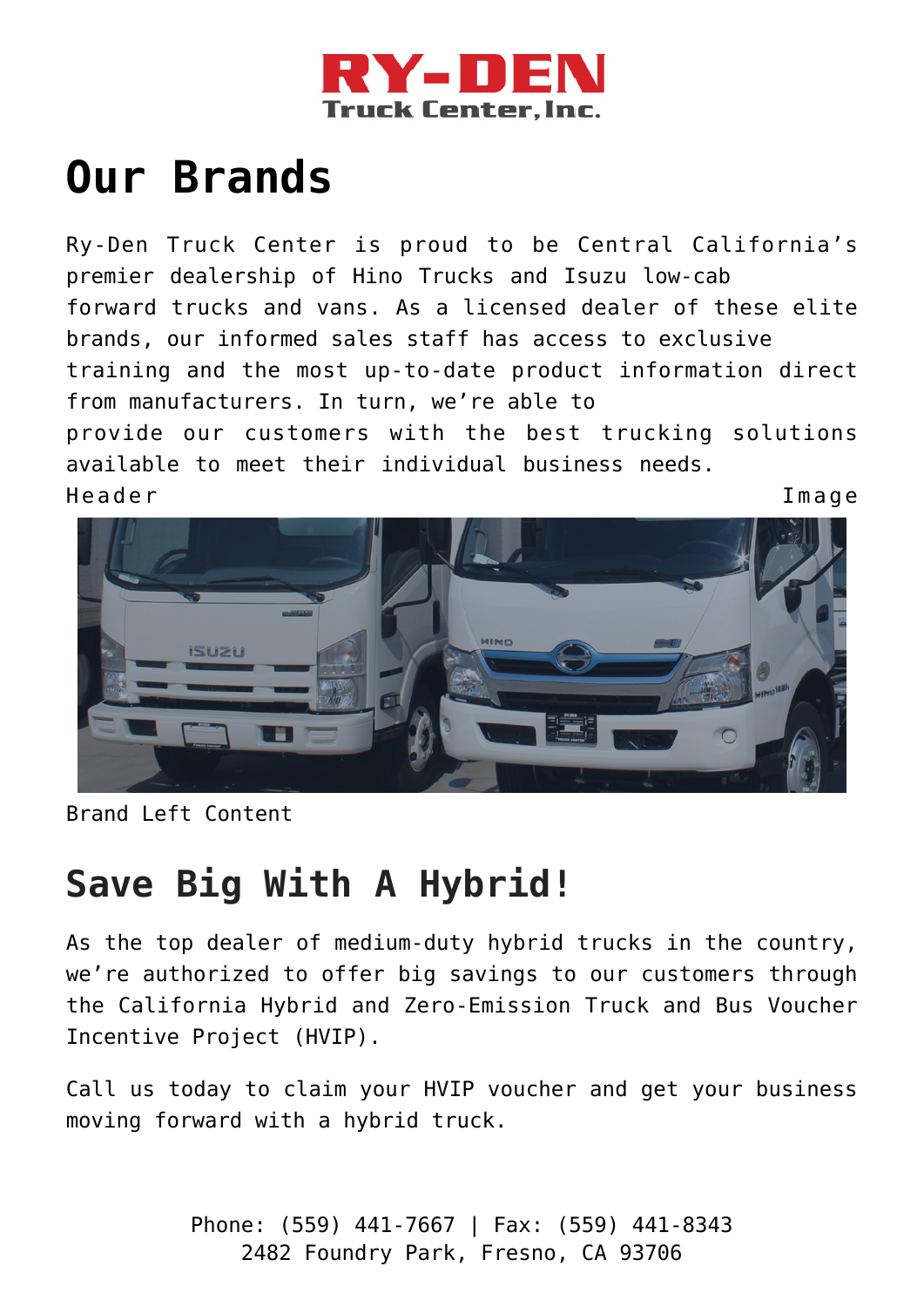RY-DEN Truck Center, Inc.

# Our Brands

Ry-Den Truck Center is proud to be Central California's premier dealership of Hino Trucks and Isuzu low-cab forward trucks and vans. As a licensed dealer of these elite brands, our informed sales staff has access to exclusive training and the most up-to-date product information direct from manufacturers. In turn, we're able to provide our customers with the best trucking solutions available to meet their individual business needs.

Header Image

Brand Left Content

## Save Big With A Hybrid!

As the top dealer of medium-duty hybrid trucks in the country, we're authorized to offer big savings to our customers through the California Hybrid and Zero-Emission Truck and Bus Voucher Incentive Project (HVIP).

Call us today to claim your HVIP voucher and get your business moving forward with a hybrid truck.

Phone: (559) 441-7667 | Fax: (559) 441-8343
2482 Foundry Park, Fresno, CA 93706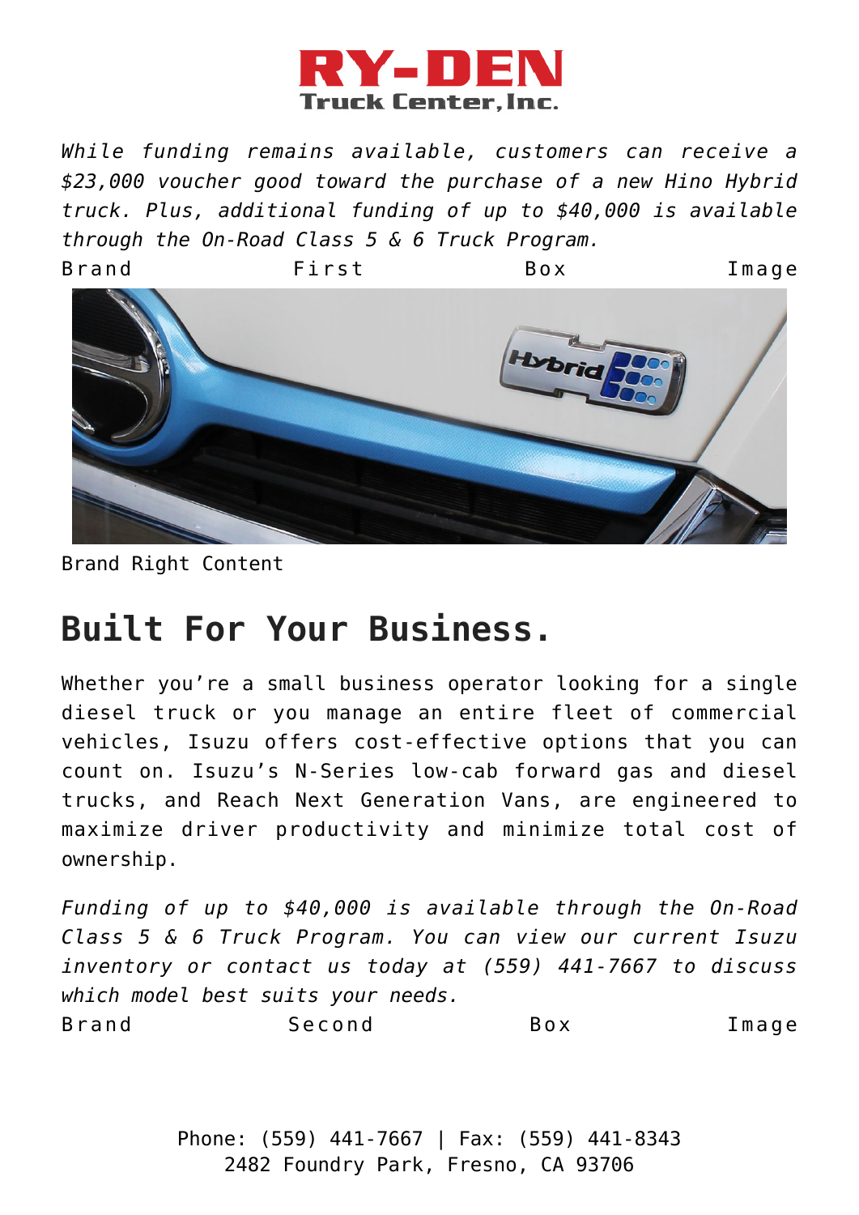*While funding remains available, customers can receive a $23,000 voucher good toward the purchase of a new Hino Hybrid truck. Plus, additional funding of up to $40,000 is available through the On-Road Class 5 & 6 Truck Program.*

Brand First Box Image

Brand Right Content

## Built For Your Business.

Whether you're a small business operator looking for a single diesel truck or you manage an entire fleet of commercial vehicles, Isuzu offers cost-effective options that you can count on. Isuzu's N-Series low-cab forward gas and diesel trucks, and Reach Next Generation Vans, are engineered to maximize driver productivity and minimize total cost of ownership.

*Funding of up to $40,000 is available through the On-Road Class 5 & 6 Truck Program. You can view our current Isuzu inventory or contact us today at (559) 441-7667 to discuss which model best suits your needs.*

Brand Second Box Image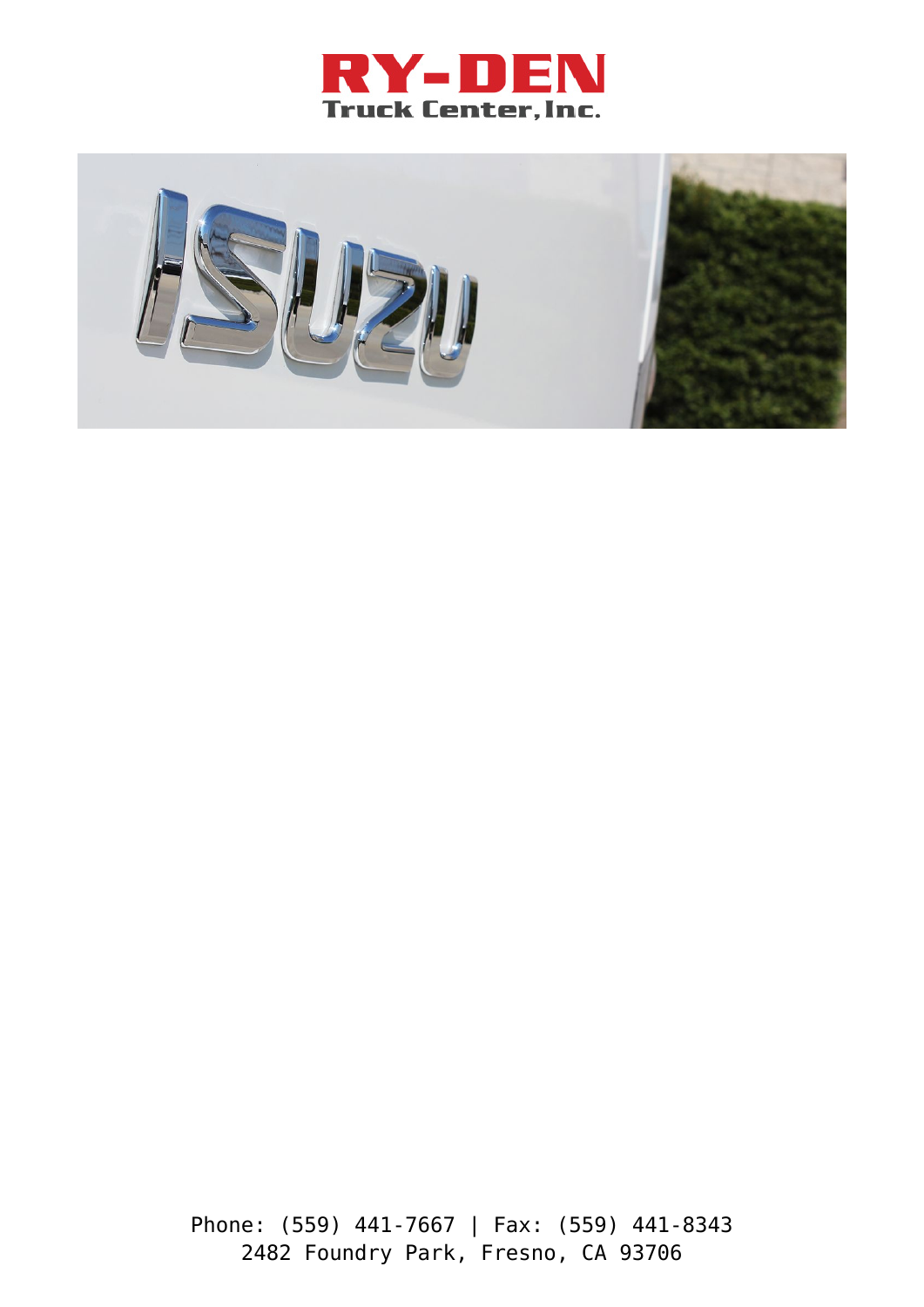Phone: (559) 441-7667 | Fax: (559) 441-8343
2482 Foundry Park, Fresno, CA 93706